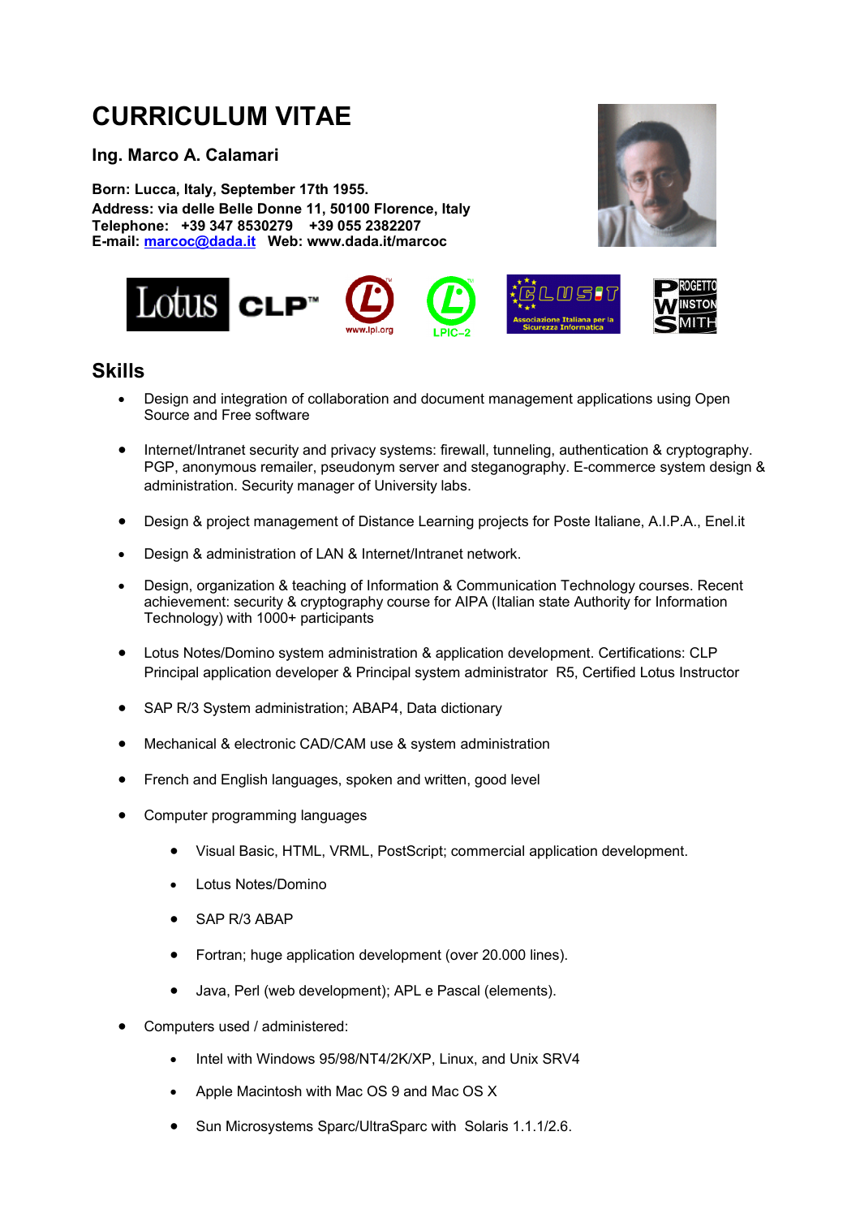# CURRICULUM VITAE

### Ing. Marco A. Calamari

**Born: Lucca, Italy, September 17th 1955.**
**Address: via delle Belle Donne 11, 50100 Florence, Italy**
**Telephone: +39 347 8530279 +39 055 2382207**
**E-mail: marcoc@dada.it Web: www.dada.it/marcoc**

## Skills

- Design and integration of collaboration and document management applications using Open Source and Free software
- Internet/Intranet security and privacy systems: firewall, tunneling, authentication & cryptography. PGP, anonymous remailer, pseudonym server and steganography. E-commerce system design & administration. Security manager of University labs.
- Design & project management of Distance Learning projects for Poste Italiane, A.I.P.A., Enel.it
- Design & administration of LAN & Internet/Intranet network.
- Design, organization & teaching of Information & Communication Technology courses. Recent achievement: security & cryptography course for AIPA (Italian state Authority for Information Technology) with 1000+ participants
- Lotus Notes/Domino system administration & application development. Certifications: CLP Principal application developer & Principal system administrator R5, Certified Lotus Instructor
- SAP R/3 System administration; ABAP4, Data dictionary
- Mechanical & electronic CAD/CAM use & system administration
- French and English languages, spoken and written, good level
- Computer programming languages
  - Visual Basic, HTML, VRML, PostScript; commercial application development.
  - Lotus Notes/Domino
  - SAP R/3 ABAP
  - Fortran; huge application development (over 20.000 lines).
  - Java, Perl (web development); APL e Pascal (elements).
- Computers used / administered:
  - Intel with Windows 95/98/NT4/2K/XP, Linux, and Unix SRV4
  - Apple Macintosh with Mac OS 9 and Mac OS X
  - Sun Microsystems Sparc/UltraSparc with Solaris 1.1.1/2.6.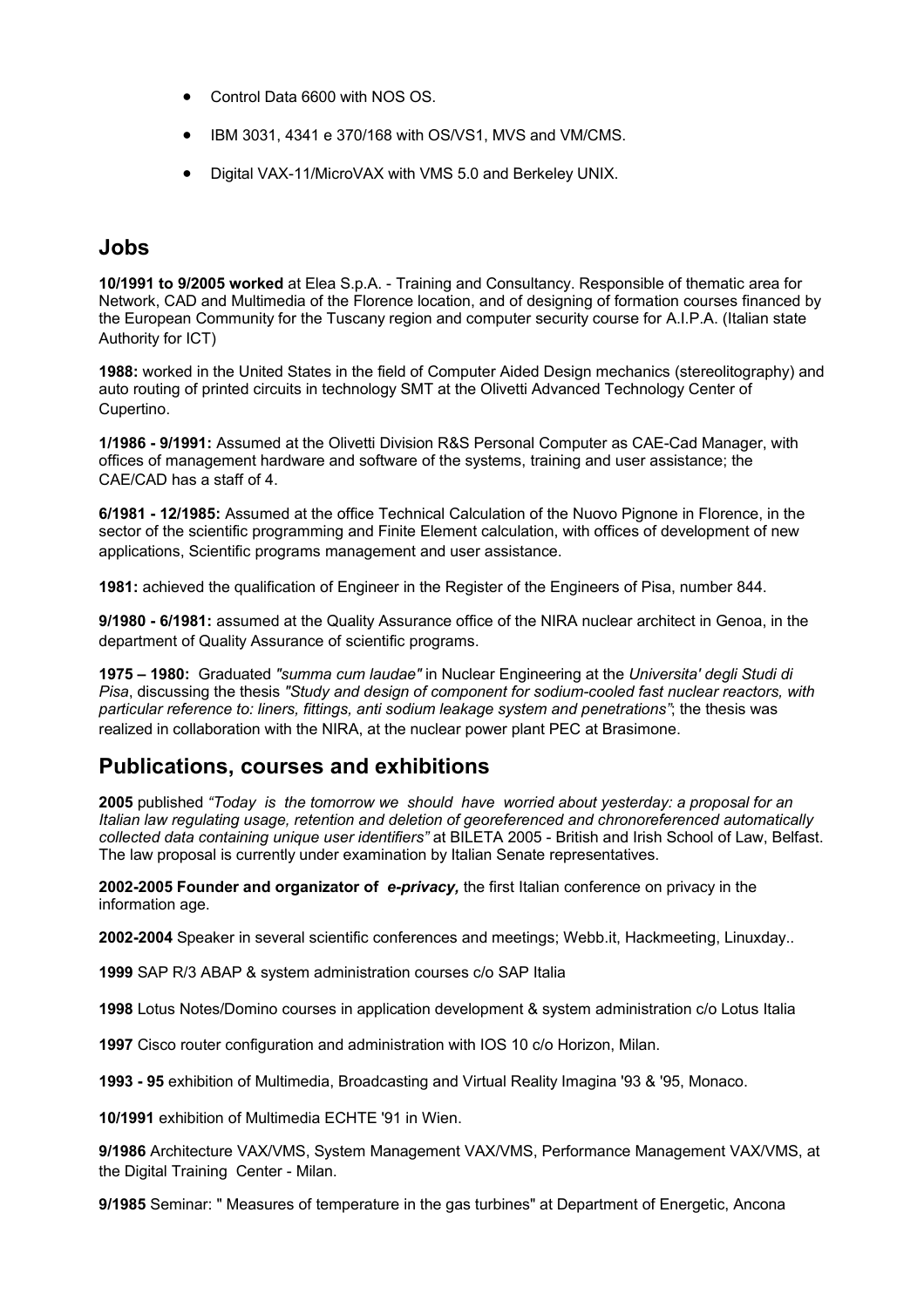- Control Data 6600 with NOS OS.
- IBM 3031, 4341 e 370/168 with OS/VS1, MVS and VM/CMS.
- Digital VAX-11/MicroVAX with VMS 5.0 and Berkeley UNIX.

## Jobs

**10/1991 to 9/2005 worked** at Elea S.p.A. - Training and Consultancy. Responsible of thematic area for Network, CAD and Multimedia of the Florence location, and of designing of formation courses financed by the European Community for the Tuscany region and computer security course for A.I.P.A. (Italian state Authority for ICT)

**1988:** worked in the United States in the field of Computer Aided Design mechanics (stereolitography) and auto routing of printed circuits in technology SMT at the Olivetti Advanced Technology Center of Cupertino.

**1/1986 - 9/1991:** Assumed at the Olivetti Division R&S Personal Computer as CAE-Cad Manager, with offices of management hardware and software of the systems, training and user assistance; the CAE/CAD has a staff of 4.

**6/1981 - 12/1985:** Assumed at the office Technical Calculation of the Nuovo Pignone in Florence, in the sector of the scientific programming and Finite Element calculation, with offices of development of new applications, Scientific programs management and user assistance.

**1981:** achieved the qualification of Engineer in the Register of the Engineers of Pisa, number 844.

**9/1980 - 6/1981:** assumed at the Quality Assurance office of the NIRA nuclear architect in Genoa, in the department of Quality Assurance of scientific programs.

**1975 – 1980:** Graduated *"summa cum laudae"* in Nuclear Engineering at the *Universita' degli Studi di Pisa*, discussing the thesis *"Study and design of component for sodium-cooled fast nuclear reactors, with particular reference to: liners, fittings, anti sodium leakage system and penetrations"*; the thesis was realized in collaboration with the NIRA, at the nuclear power plant PEC at Brasimone.

## Publications, courses and exhibitions

**2005** published *"Today is the tomorrow we should have worried about yesterday: a proposal for an Italian law regulating usage, retention and deletion of georeferenced and chronoreferenced automatically collected data containing unique user identifiers"* at BILETA 2005 - British and Irish School of Law, Belfast. The law proposal is currently under examination by Italian Senate representatives.

**2002-2005 Founder and organizator of *e-privacy,*** the first Italian conference on privacy in the information age.

**2002-2004** Speaker in several scientific conferences and meetings; Webb.it, Hackmeeting, Linuxday..

**1999** SAP R/3 ABAP & system administration courses c/o SAP Italia

**1998** Lotus Notes/Domino courses in application development & system administration c/o Lotus Italia

**1997** Cisco router configuration and administration with IOS 10 c/o Horizon, Milan.

**1993 - 95** exhibition of Multimedia, Broadcasting and Virtual Reality Imagina '93 & '95, Monaco.

**10/1991** exhibition of Multimedia ECHTE '91 in Wien.

**9/1986** Architecture VAX/VMS, System Management VAX/VMS, Performance Management VAX/VMS, at the Digital Training Center - Milan.

**9/1985** Seminar: " Measures of temperature in the gas turbines" at Department of Energetic, Ancona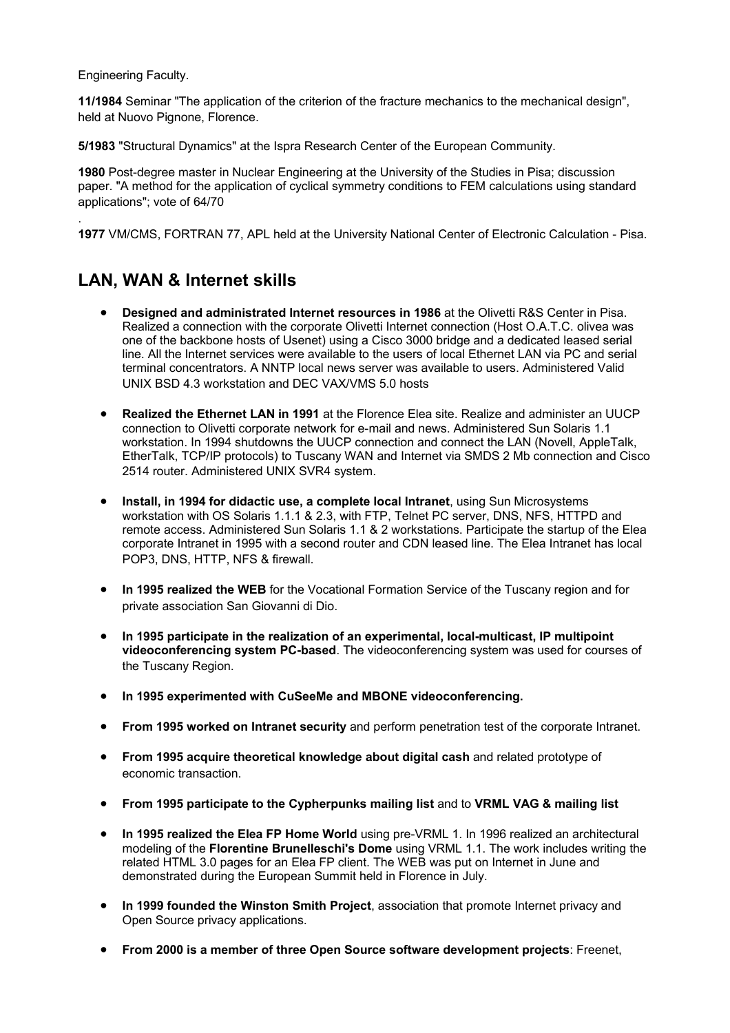Engineering Faculty.

**11/1984** Seminar "The application of the criterion of the fracture mechanics to the mechanical design", held at Nuovo Pignone, Florence.

**5/1983** "Structural Dynamics" at the Ispra Research Center of the European Community.

**1980** Post-degree master in Nuclear Engineering at the University of the Studies in Pisa; discussion paper. "A method for the application of cyclical symmetry conditions to FEM calculations using standard applications"; vote of 64/70

.

**1977** VM/CMS, FORTRAN 77, APL held at the University National Center of Electronic Calculation - Pisa.

## LAN, WAN & Internet skills

- **Designed and administrated Internet resources in 1986** at the Olivetti R&S Center in Pisa. Realized a connection with the corporate Olivetti Internet connection (Host O.A.T.C. olivea was one of the backbone hosts of Usenet) using a Cisco 3000 bridge and a dedicated leased serial line. All the Internet services were available to the users of local Ethernet LAN via PC and serial terminal concentrators. A NNTP local news server was available to users. Administered Valid UNIX BSD 4.3 workstation and DEC VAX/VMS 5.0 hosts
- **Realized the Ethernet LAN in 1991** at the Florence Elea site. Realize and administer an UUCP connection to Olivetti corporate network for e-mail and news. Administered Sun Solaris 1.1 workstation. In 1994 shutdowns the UUCP connection and connect the LAN (Novell, AppleTalk, EtherTalk, TCP/IP protocols) to Tuscany WAN and Internet via SMDS 2 Mb connection and Cisco 2514 router. Administered UNIX SVR4 system.
- **Install, in 1994 for didactic use, a complete local Intranet**, using Sun Microsystems workstation with OS Solaris 1.1.1 & 2.3, with FTP, Telnet PC server, DNS, NFS, HTTPD and remote access. Administered Sun Solaris 1.1 & 2 workstations. Participate the startup of the Elea corporate Intranet in 1995 with a second router and CDN leased line. The Elea Intranet has local POP3, DNS, HTTP, NFS & firewall.
- **In 1995 realized the WEB** for the Vocational Formation Service of the Tuscany region and for private association San Giovanni di Dio.
- **In 1995 participate in the realization of an experimental, local-multicast, IP multipoint videoconferencing system PC-based**. The videoconferencing system was used for courses of the Tuscany Region.
- **In 1995 experimented with CuSeeMe and MBONE videoconferencing.**
- **From 1995 worked on Intranet security** and perform penetration test of the corporate Intranet.
- **From 1995 acquire theoretical knowledge about digital cash** and related prototype of economic transaction.
- **From 1995 participate to the Cypherpunks mailing list** and to **VRML VAG & mailing list**
- **In 1995 realized the Elea FP Home World** using pre-VRML 1. In 1996 realized an architectural modeling of the **Florentine Brunelleschi's Dome** using VRML 1.1. The work includes writing the related HTML 3.0 pages for an Elea FP client. The WEB was put on Internet in June and demonstrated during the European Summit held in Florence in July.
- **In 1999 founded the Winston Smith Project**, association that promote Internet privacy and Open Source privacy applications.
- **From 2000 is a member of three Open Source software development projects**: Freenet,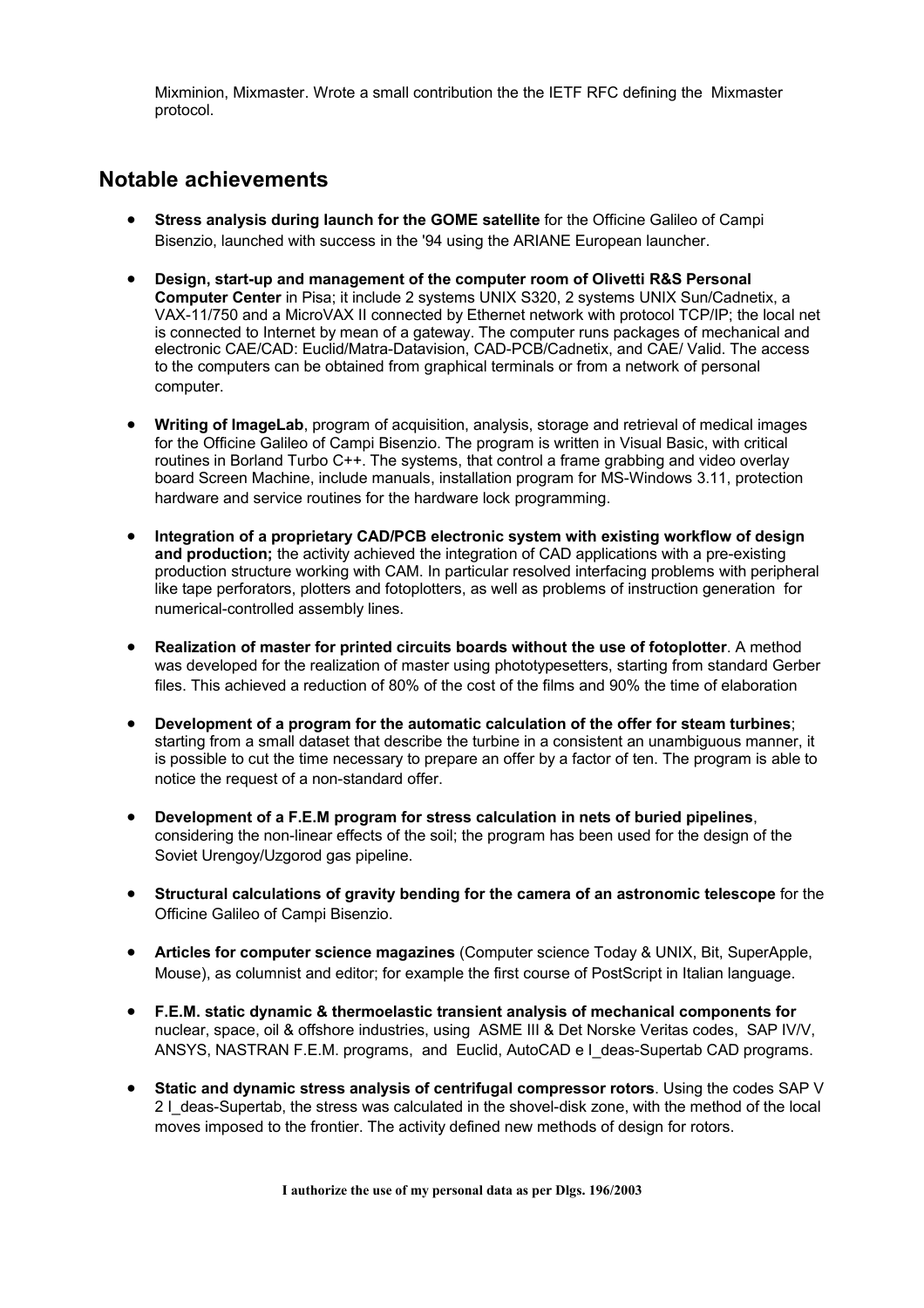Mixminion, Mixmaster. Wrote a small contribution the the IETF RFC defining the Mixmaster protocol.

## Notable achievements

- **Stress analysis during launch for the GOME satellite** for the Officine Galileo of Campi Bisenzio, launched with success in the '94 using the ARIANE European launcher.
- **Design, start-up and management of the computer room of Olivetti R&S Personal Computer Center** in Pisa; it include 2 systems UNIX S320, 2 systems UNIX Sun/Cadnetix, a VAX-11/750 and a MicroVAX II connected by Ethernet network with protocol TCP/IP; the local net is connected to Internet by mean of a gateway. The computer runs packages of mechanical and electronic CAE/CAD: Euclid/Matra-Datavision, CAD-PCB/Cadnetix, and CAE/ Valid. The access to the computers can be obtained from graphical terminals or from a network of personal computer.
- **Writing of ImageLab**, program of acquisition, analysis, storage and retrieval of medical images for the Officine Galileo of Campi Bisenzio. The program is written in Visual Basic, with critical routines in Borland Turbo C++. The systems, that control a frame grabbing and video overlay board Screen Machine, include manuals, installation program for MS-Windows 3.11, protection hardware and service routines for the hardware lock programming.
- **Integration of a proprietary CAD/PCB electronic system with existing workflow of design and production;** the activity achieved the integration of CAD applications with a pre-existing production structure working with CAM. In particular resolved interfacing problems with peripheral like tape perforators, plotters and fotoplotters, as well as problems of instruction generation for numerical-controlled assembly lines.
- **Realization of master for printed circuits boards without the use of fotoplotter**. A method was developed for the realization of master using phototypesetters, starting from standard Gerber files. This achieved a reduction of 80% of the cost of the films and 90% the time of elaboration
- **Development of a program for the automatic calculation of the offer for steam turbines**; starting from a small dataset that describe the turbine in a consistent an unambiguous manner, it is possible to cut the time necessary to prepare an offer by a factor of ten. The program is able to notice the request of a non-standard offer.
- **Development of a F.E.M program for stress calculation in nets of buried pipelines**, considering the non-linear effects of the soil; the program has been used for the design of the Soviet Urengoy/Uzgorod gas pipeline.
- **Structural calculations of gravity bending for the camera of an astronomic telescope** for the Officine Galileo of Campi Bisenzio.
- **Articles for computer science magazines** (Computer science Today & UNIX, Bit, SuperApple, Mouse), as columnist and editor; for example the first course of PostScript in Italian language.
- **F.E.M. static dynamic & thermoelastic transient analysis of mechanical components for** nuclear, space, oil & offshore industries, using ASME III & Det Norske Veritas codes, SAP IV/V, ANSYS, NASTRAN F.E.M. programs, and Euclid, AutoCAD e I_deas-Supertab CAD programs.
- **Static and dynamic stress analysis of centrifugal compressor rotors**. Using the codes SAP V 2 I_deas-Supertab, the stress was calculated in the shovel-disk zone, with the method of the local moves imposed to the frontier. The activity defined new methods of design for rotors.

**I authorize the use of my personal data as per Dlgs. 196/2003**